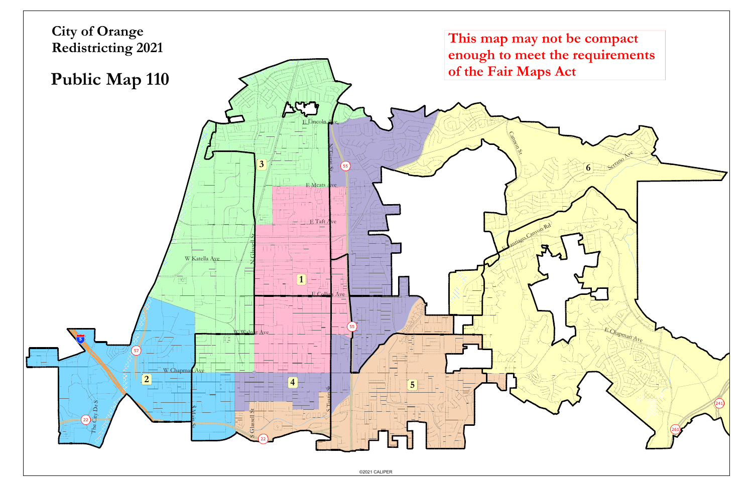# City of Orange Redistricting 2021

## Public Map 110

This map may not be compact enough to meet the requirements of the Fair Maps Act

©2021 CALIPER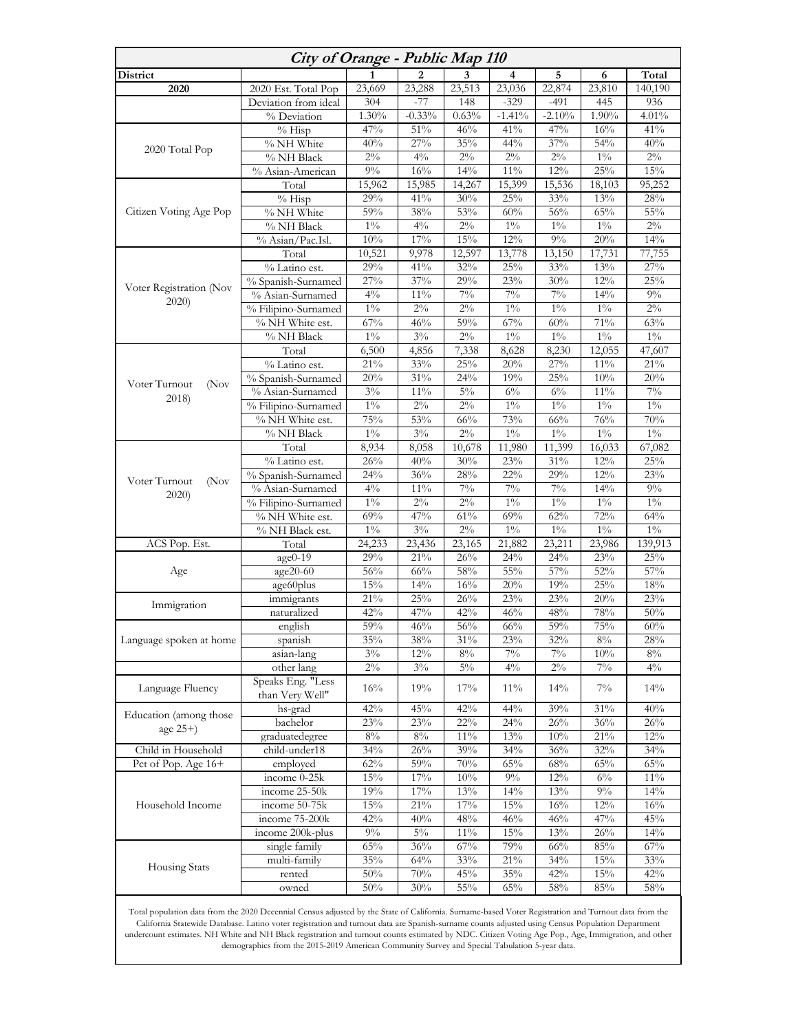# City of Orange - Public Map 110

| District | | 1 | 2 | 3 | 4 | 5 | 6 | Total |
|---|---|---|---|---|---|---|---|---|
| 2020 | 2020 Est. Total Pop | 23,669 | 23,288 | 23,513 | 23,036 | 22,874 | 23,810 | 140,190 |
| | Deviation from ideal | 304 | -77 | 148 | -329 | -491 | 445 | 936 |
| | % Deviation | 1.30% | -0.33% | 0.63% | -1.41% | -2.10% | 1.90% | 4.01% |
| 2020 Total Pop | % Hisp | 47% | 51% | 46% | 41% | 47% | 16% | 41% |
| | % NH White | 40% | 27% | 35% | 44% | 37% | 54% | 40% |
| | % NH Black | 2% | 4% | 2% | 2% | 2% | 1% | 2% |
| | % Asian-American | 9% | 16% | 14% | 11% | 12% | 25% | 15% |
| Citizen Voting Age Pop | Total | 15,962 | 15,985 | 14,267 | 15,399 | 15,536 | 18,103 | 95,252 |
| | % Hisp | 29% | 41% | 30% | 25% | 33% | 13% | 28% |
| | % NH White | 59% | 38% | 53% | 60% | 56% | 65% | 55% |
| | % NH Black | 1% | 4% | 2% | 1% | 1% | 1% | 2% |
| | % Asian/Pac.Isl. | 10% | 17% | 15% | 12% | 9% | 20% | 14% |
| Voter Registration (Nov 2020) | Total | 10,521 | 9,978 | 12,597 | 13,778 | 13,150 | 17,731 | 77,755 |
| | % Latino est. | 29% | 41% | 32% | 25% | 33% | 13% | 27% |
| | % Spanish-Surnamed | 27% | 37% | 29% | 23% | 30% | 12% | 25% |
| | % Asian-Surnamed | 4% | 11% | 7% | 7% | 7% | 14% | 9% |
| | % Filipino-Surnamed | 1% | 2% | 2% | 1% | 1% | 1% | 2% |
| | % NH White est. | 67% | 46% | 59% | 67% | 60% | 71% | 63% |
| | % NH Black | 1% | 3% | 2% | 1% | 1% | 1% | 1% |
| Voter Turnout (Nov 2018) | Total | 6,500 | 4,856 | 7,338 | 8,628 | 8,230 | 12,055 | 47,607 |
| | % Latino est. | 21% | 33% | 25% | 20% | 27% | 11% | 21% |
| | % Spanish-Surnamed | 20% | 31% | 24% | 19% | 25% | 10% | 20% |
| | % Asian-Surnamed | 3% | 11% | 5% | 6% | 6% | 11% | 7% |
| | % Filipino-Surnamed | 1% | 2% | 2% | 1% | 1% | 1% | 1% |
| | % NH White est. | 75% | 53% | 66% | 73% | 66% | 76% | 70% |
| | % NH Black | 1% | 3% | 2% | 1% | 1% | 1% | 1% |
| Voter Turnout (Nov 2020) | Total | 8,934 | 8,058 | 10,678 | 11,980 | 11,399 | 16,033 | 67,082 |
| | % Latino est. | 26% | 40% | 30% | 23% | 31% | 12% | 25% |
| | % Spanish-Surnamed | 24% | 36% | 28% | 22% | 29% | 12% | 23% |
| | % Asian-Surnamed | 4% | 11% | 7% | 7% | 7% | 14% | 9% |
| | % Filipino-Surnamed | 1% | 2% | 2% | 1% | 1% | 1% | 1% |
| | % NH White est. | 69% | 47% | 61% | 69% | 62% | 72% | 64% |
| | % NH Black est. | 1% | 3% | 2% | 1% | 1% | 1% | 1% |
| ACS Pop. Est. | Total | 24,233 | 23,436 | 23,165 | 21,882 | 23,211 | 23,986 | 139,913 |
| Age | age0-19 | 29% | 21% | 26% | 24% | 24% | 23% | 25% |
| | age20-60 | 56% | 66% | 58% | 55% | 57% | 52% | 57% |
| | age60plus | 15% | 14% | 16% | 20% | 19% | 25% | 18% |
| Immigration | immigrants | 21% | 25% | 26% | 23% | 23% | 20% | 23% |
| | naturalized | 42% | 47% | 42% | 46% | 48% | 78% | 50% |
| Language spoken at home | english | 59% | 46% | 56% | 66% | 59% | 75% | 60% |
| | spanish | 35% | 38% | 31% | 23% | 32% | 8% | 28% |
| | asian-lang | 3% | 12% | 8% | 7% | 7% | 10% | 8% |
| | other lang | 2% | 3% | 5% | 4% | 2% | 7% | 4% |
| Language Fluency | Speaks Eng. "Less than Very Well" | 16% | 19% | 17% | 11% | 14% | 7% | 14% |
| Education (among those age 25+) | hs-grad | 42% | 45% | 42% | 44% | 39% | 31% | 40% |
| | bachelor | 23% | 23% | 22% | 24% | 26% | 36% | 26% |
| | graduatedegree | 8% | 8% | 11% | 13% | 10% | 21% | 12% |
| Child in Household | child-under18 | 34% | 26% | 39% | 34% | 36% | 32% | 34% |
| Pct of Pop. Age 16+ | employed | 62% | 59% | 70% | 65% | 68% | 65% | 65% |
| Household Income | income 0-25k | 15% | 17% | 10% | 9% | 12% | 6% | 11% |
| | income 25-50k | 19% | 17% | 13% | 14% | 13% | 9% | 14% |
| | income 50-75k | 15% | 21% | 17% | 15% | 16% | 12% | 16% |
| | income 75-200k | 42% | 40% | 48% | 46% | 46% | 47% | 45% |
| | income 200k-plus | 9% | 5% | 11% | 15% | 13% | 26% | 14% |
| Housing Stats | single family | 65% | 36% | 67% | 79% | 66% | 85% | 67% |
| | multi-family | 35% | 64% | 33% | 21% | 34% | 15% | 33% |
| | rented | 50% | 70% | 45% | 35% | 42% | 15% | 42% |
| | owned | 50% | 30% | 55% | 65% | 58% | 85% | 58% |

Total population data from the 2020 Decennial Census adjusted by the State of California. Surname-based Voter Registration and Turnout data from the California Statewide Database. Latino voter registration and turnout data are Spanish-surname counts adjusted using Census Population Department undercount estimates. NH White and NH Black registration and turnout counts estimated by NDC. Citizen Voting Age Pop., Age, Immigration, and other demographics from the 2015-2019 American Community Survey and Special Tabulation 5-year data.